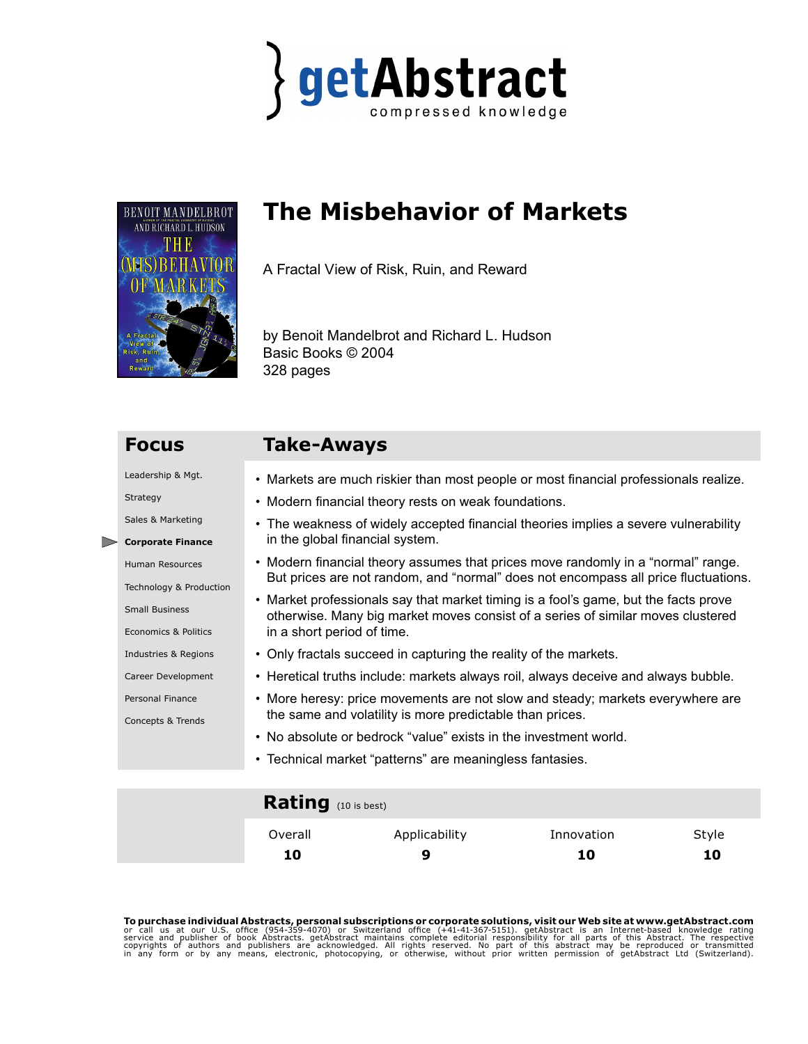# getAbstract

compressed knowledge

# The Misbehavior of Markets

A Fractal View of Risk, Ruin, and Reward

by Benoit Mandelbrot and Richard L. Hudson
Basic Books © 2004
328 pages

## Focus

- Leadership & Mgt.
- Strategy
- Sales & Marketing
- **Corporate Finance**
- Human Resources
- Technology & Production
- Small Business
- Economics & Politics
- Industries & Regions
- Career Development
- Personal Finance
- Concepts & Trends

## Take-Aways

- Markets are much riskier than most people or most financial professionals realize.
- Modern financial theory rests on weak foundations.
- The weakness of widely accepted financial theories implies a severe vulnerability in the global financial system.
- Modern financial theory assumes that prices move randomly in a "normal" range. But prices are not random, and "normal" does not encompass all price fluctuations.
- Market professionals say that market timing is a fool's game, but the facts prove otherwise. Many big market moves consist of a series of similar moves clustered in a short period of time.
- Only fractals succeed in capturing the reality of the markets.
- Heretical truths include: markets always roil, always deceive and always bubble.
- More heresy: price movements are not slow and steady; markets everywhere are the same and volatility is more predictable than prices.
- No absolute or bedrock "value" exists in the investment world.
- Technical market "patterns" are meaningless fantasies.

## Rating (10 is best)

| Overall | Applicability | Innovation | Style |
|---|---|---|---|
| 10 | 9 | 10 | 10 |

**To purchase individual Abstracts, personal subscriptions or corporate solutions, visit our Web site at www.getAbstract.com** or call us at our U.S. office (954-359-4070) or Switzerland office (+41-41-367-5151). getAbstract is an Internet-based knowledge rating service and publisher of book Abstracts. getAbstract maintains complete editorial responsibility for all parts of this Abstract. The respective copyrights of authors and publishers are acknowledged. All rights reserved. No part of this abstract may be reproduced or transmitted in any form or by any means, electronic, photocopying, or otherwise, without prior written permission of getAbstract Ltd (Switzerland).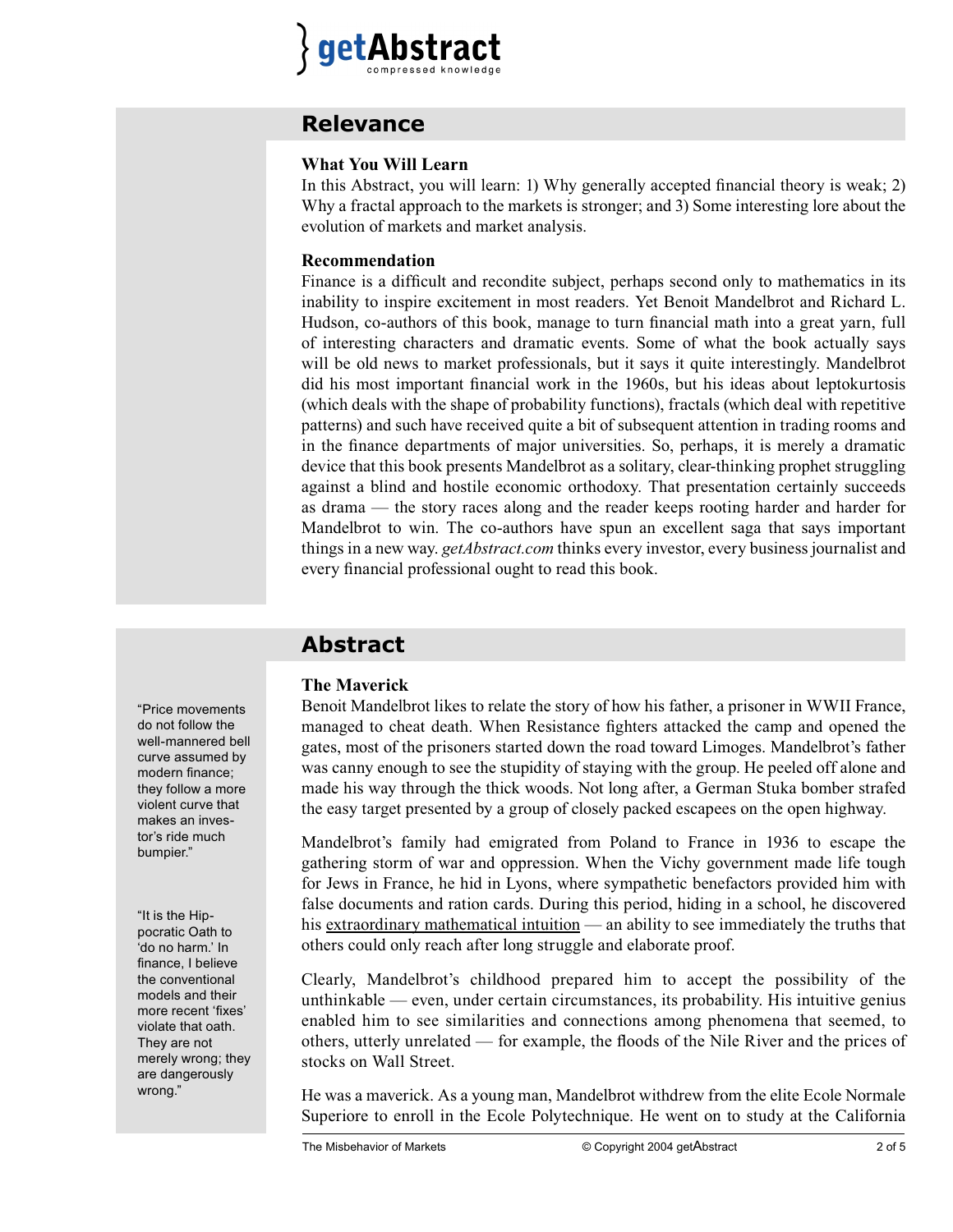## Relevance

### What You Will Learn

In this Abstract, you will learn: 1) Why generally accepted financial theory is weak; 2) Why a fractal approach to the markets is stronger; and 3) Some interesting lore about the evolution of markets and market analysis.

### Recommendation

Finance is a difficult and recondite subject, perhaps second only to mathematics in its inability to inspire excitement in most readers. Yet Benoit Mandelbrot and Richard L. Hudson, co-authors of this book, manage to turn financial math into a great yarn, full of interesting characters and dramatic events. Some of what the book actually says will be old news to market professionals, but it says it quite interestingly. Mandelbrot did his most important financial work in the 1960s, but his ideas about leptokurtosis (which deals with the shape of probability functions), fractals (which deal with repetitive patterns) and such have received quite a bit of subsequent attention in trading rooms and in the finance departments of major universities. So, perhaps, it is merely a dramatic device that this book presents Mandelbrot as a solitary, clear-thinking prophet struggling against a blind and hostile economic orthodoxy. That presentation certainly succeeds as drama — the story races along and the reader keeps rooting harder and harder for Mandelbrot to win. The co-authors have spun an excellent saga that says important things in a new way. *getAbstract.com* thinks every investor, every business journalist and every financial professional ought to read this book.

## Abstract

### The Maverick

Benoit Mandelbrot likes to relate the story of how his father, a prisoner in WWII France, managed to cheat death. When Resistance fighters attacked the camp and opened the gates, most of the prisoners started down the road toward Limoges. Mandelbrot's father was canny enough to see the stupidity of staying with the group. He peeled off alone and made his way through the thick woods. Not long after, a German Stuka bomber strafed the easy target presented by a group of closely packed escapees on the open highway.

Mandelbrot's family had emigrated from Poland to France in 1936 to escape the gathering storm of war and oppression. When the Vichy government made life tough for Jews in France, he hid in Lyons, where sympathetic benefactors provided him with false documents and ration cards. During this period, hiding in a school, he discovered his extraordinary mathematical intuition — an ability to see immediately the truths that others could only reach after long struggle and elaborate proof.

Clearly, Mandelbrot's childhood prepared him to accept the possibility of the unthinkable — even, under certain circumstances, its probability. His intuitive genius enabled him to see similarities and connections among phenomena that seemed, to others, utterly unrelated — for example, the floods of the Nile River and the prices of stocks on Wall Street.

He was a maverick. As a young man, Mandelbrot withdrew from the elite Ecole Normale Superiore to enroll in the Ecole Polytechnique. He went on to study at the California

> "Price movements do not follow the well-mannered bell curve assumed by modern finance; they follow a more violent curve that makes an investor's ride much bumpier."

> "It is the Hippocratic Oath to 'do no harm.' In finance, I believe the conventional models and their more recent 'fixes' violate that oath. They are not merely wrong; they are dangerously wrong."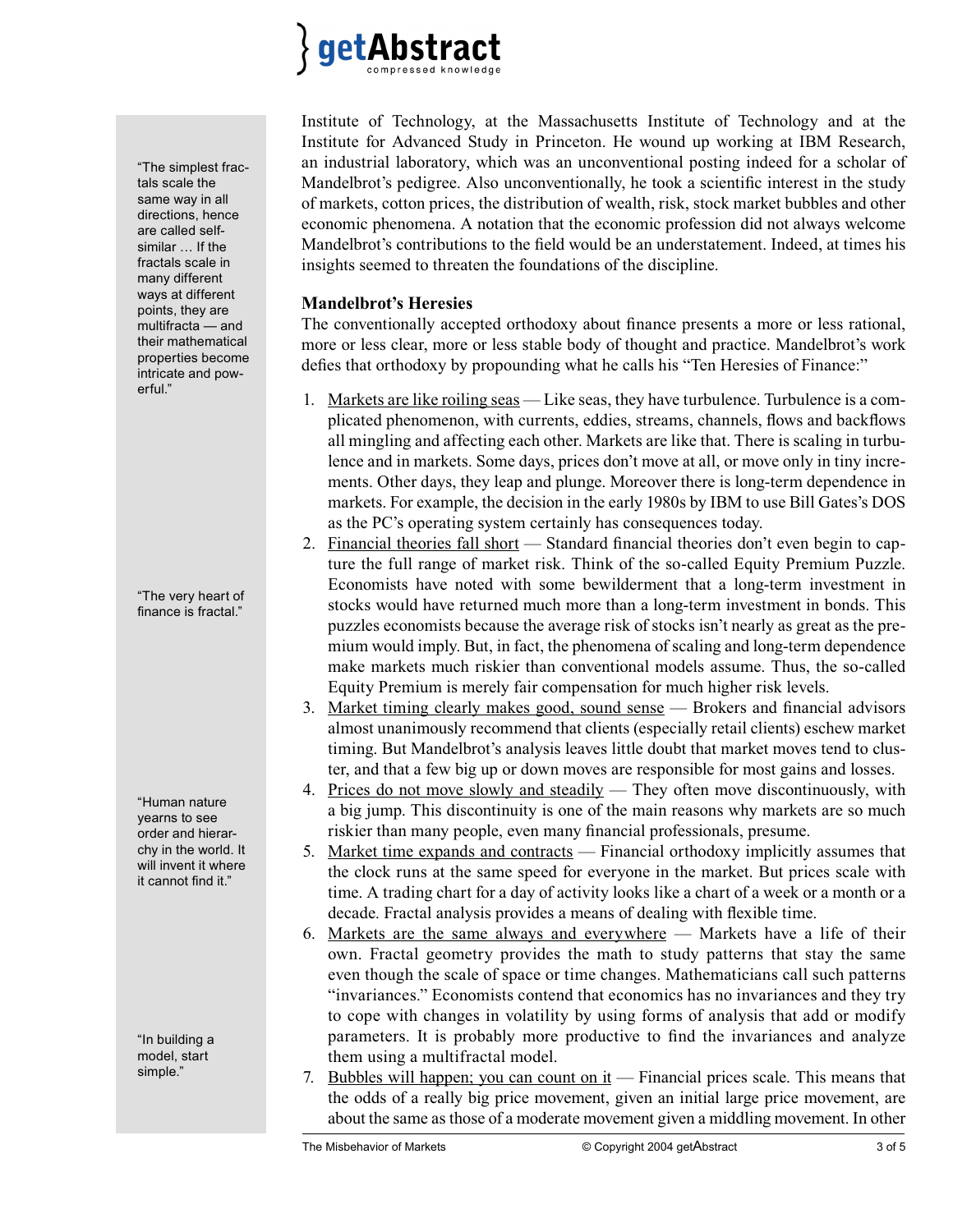Institute of Technology, at the Massachusetts Institute of Technology and at the Institute for Advanced Study in Princeton. He wound up working at IBM Research, an industrial laboratory, which was an unconventional posting indeed for a scholar of Mandelbrot's pedigree. Also unconventionally, he took a scientific interest in the study of markets, cotton prices, the distribution of wealth, risk, stock market bubbles and other economic phenomena. A notation that the economic profession did not always welcome Mandelbrot's contributions to the field would be an understatement. Indeed, at times his insights seemed to threaten the foundations of the discipline.

> "The simplest fractals scale the same way in all directions, hence are called self-similar … If the fractals scale in many different ways at different points, they are multifracta — and their mathematical properties become intricate and powerful."

### Mandelbrot's Heresies

The conventionally accepted orthodoxy about finance presents a more or less rational, more or less clear, more or less stable body of thought and practice. Mandelbrot's work defies that orthodoxy by propounding what he calls his "Ten Heresies of Finance:"

1. Markets are like roiling seas — Like seas, they have turbulence. Turbulence is a complicated phenomenon, with currents, eddies, streams, channels, flows and backflows all mingling and affecting each other. Markets are like that. There is scaling in turbulence and in markets. Some days, prices don't move at all, or move only in tiny increments. Other days, they leap and plunge. Moreover there is long-term dependence in markets. For example, the decision in the early 1980s by IBM to use Bill Gates's DOS as the PC's operating system certainly has consequences today.
2. Financial theories fall short — Standard financial theories don't even begin to capture the full range of market risk. Think of the so-called Equity Premium Puzzle. Economists have noted with some bewilderment that a long-term investment in stocks would have returned much more than a long-term investment in bonds. This puzzles economists because the average risk of stocks isn't nearly as great as the premium would imply. But, in fact, the phenomena of scaling and long-term dependence make markets much riskier than conventional models assume. Thus, the so-called Equity Premium is merely fair compensation for much higher risk levels.
3. Market timing clearly makes good, sound sense — Brokers and financial advisors almost unanimously recommend that clients (especially retail clients) eschew market timing. But Mandelbrot's analysis leaves little doubt that market moves tend to cluster, and that a few big up or down moves are responsible for most gains and losses.
4. Prices do not move slowly and steadily — They often move discontinuously, with a big jump. This discontinuity is one of the main reasons why markets are so much riskier than many people, even many financial professionals, presume.
5. Market time expands and contracts — Financial orthodoxy implicitly assumes that the clock runs at the same speed for everyone in the market. But prices scale with time. A trading chart for a day of activity looks like a chart of a week or a month or a decade. Fractal analysis provides a means of dealing with flexible time.
6. Markets are the same always and everywhere — Markets have a life of their own. Fractal geometry provides the math to study patterns that stay the same even though the scale of space or time changes. Mathematicians call such patterns "invariances." Economists contend that economics has no invariances and they try to cope with changes in volatility by using forms of analysis that add or modify parameters. It is probably more productive to find the invariances and analyze them using a multifractal model.
7. Bubbles will happen; you can count on it — Financial prices scale. This means that the odds of a really big price movement, given an initial large price movement, are about the same as those of a moderate movement given a middling movement. In other

> "The very heart of finance is fractal."

> "Human nature yearns to see order and hierarchy in the world. It will invent it where it cannot find it."

> "In building a model, start simple."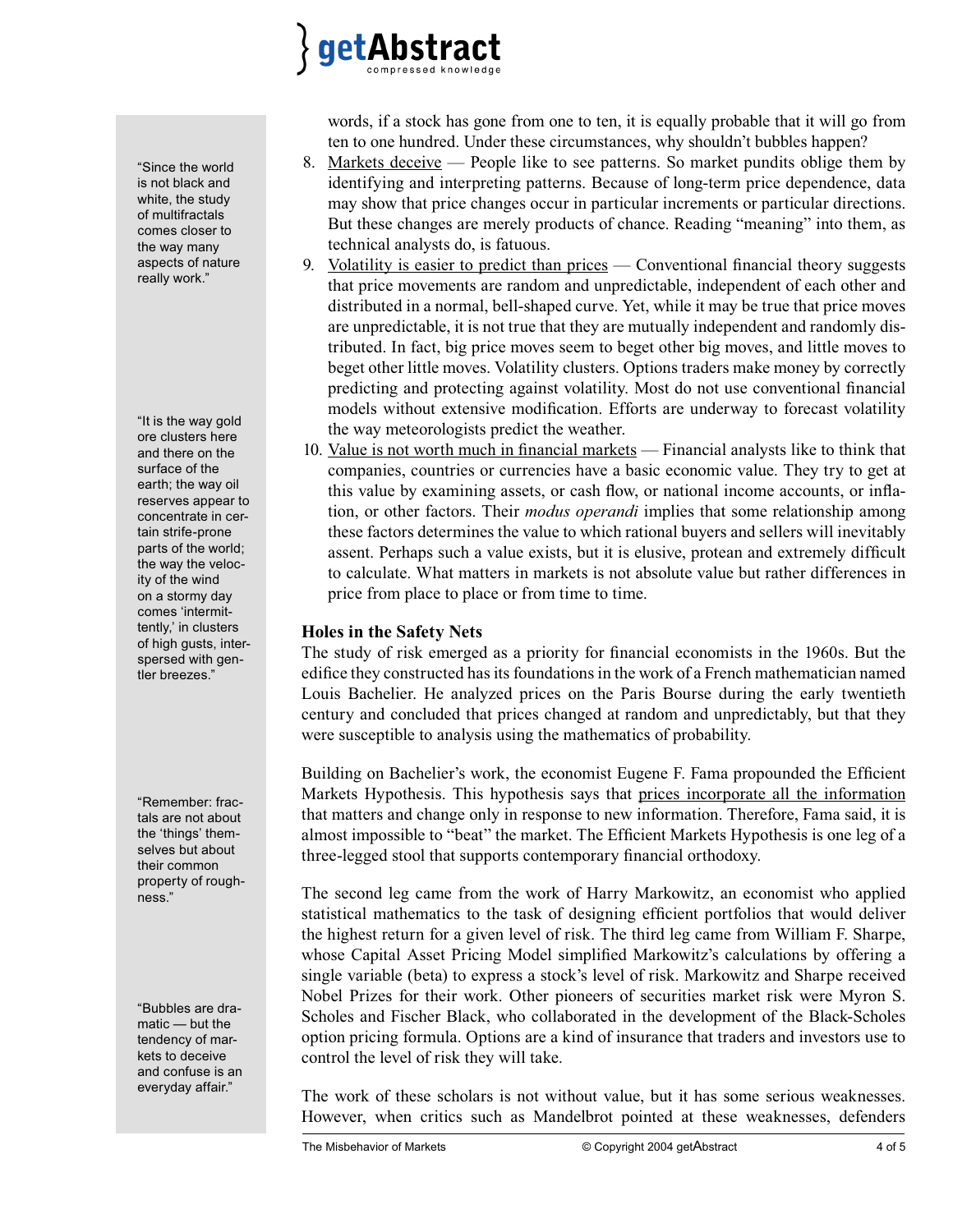words, if a stock has gone from one to ten, it is equally probable that it will go from ten to one hundred. Under these circumstances, why shouldn't bubbles happen?

8. Markets deceive — People like to see patterns. So market pundits oblige them by identifying and interpreting patterns. Because of long-term price dependence, data may show that price changes occur in particular increments or particular directions. But these changes are merely products of chance. Reading "meaning" into them, as technical analysts do, is fatuous.
9. Volatility is easier to predict than prices — Conventional financial theory suggests that price movements are random and unpredictable, independent of each other and distributed in a normal, bell-shaped curve. Yet, while it may be true that price moves are unpredictable, it is not true that they are mutually independent and randomly distributed. In fact, big price moves seem to beget other big moves, and little moves to beget other little moves. Volatility clusters. Options traders make money by correctly predicting and protecting against volatility. Most do not use conventional financial models without extensive modification. Efforts are underway to forecast volatility the way meteorologists predict the weather.
10. Value is not worth much in financial markets — Financial analysts like to think that companies, countries or currencies have a basic economic value. They try to get at this value by examining assets, or cash flow, or national income accounts, or inflation, or other factors. Their *modus operandi* implies that some relationship among these factors determines the value to which rational buyers and sellers will inevitably assent. Perhaps such a value exists, but it is elusive, protean and extremely difficult to calculate. What matters in markets is not absolute value but rather differences in price from place to place or from time to time.

"Since the world is not black and white, the study of multifractals comes closer to the way many aspects of nature really work."

"It is the way gold ore clusters here and there on the surface of the earth; the way oil reserves appear to concentrate in certain strife-prone parts of the world; the way the velocity of the wind on a stormy day comes 'intermittently,' in clusters of high gusts, interspersed with gentler breezes."

### Holes in the Safety Nets

The study of risk emerged as a priority for financial economists in the 1960s. But the edifice they constructed has its foundations in the work of a French mathematician named Louis Bachelier. He analyzed prices on the Paris Bourse during the early twentieth century and concluded that prices changed at random and unpredictably, but that they were susceptible to analysis using the mathematics of probability.

Building on Bachelier's work, the economist Eugene F. Fama propounded the Efficient Markets Hypothesis. This hypothesis says that prices incorporate all the information that matters and change only in response to new information. Therefore, Fama said, it is almost impossible to "beat" the market. The Efficient Markets Hypothesis is one leg of a three-legged stool that supports contemporary financial orthodoxy.

"Remember: fractals are not about the 'things' themselves but about their common property of roughness."

The second leg came from the work of Harry Markowitz, an economist who applied statistical mathematics to the task of designing efficient portfolios that would deliver the highest return for a given level of risk. The third leg came from William F. Sharpe, whose Capital Asset Pricing Model simplified Markowitz's calculations by offering a single variable (beta) to express a stock's level of risk. Markowitz and Sharpe received Nobel Prizes for their work. Other pioneers of securities market risk were Myron S. Scholes and Fischer Black, who collaborated in the development of the Black-Scholes option pricing formula. Options are a kind of insurance that traders and investors use to control the level of risk they will take.

"Bubbles are dramatic — but the tendency of markets to deceive and confuse is an everyday affair."

The work of these scholars is not without value, but it has some serious weaknesses. However, when critics such as Mandelbrot pointed at these weaknesses, defenders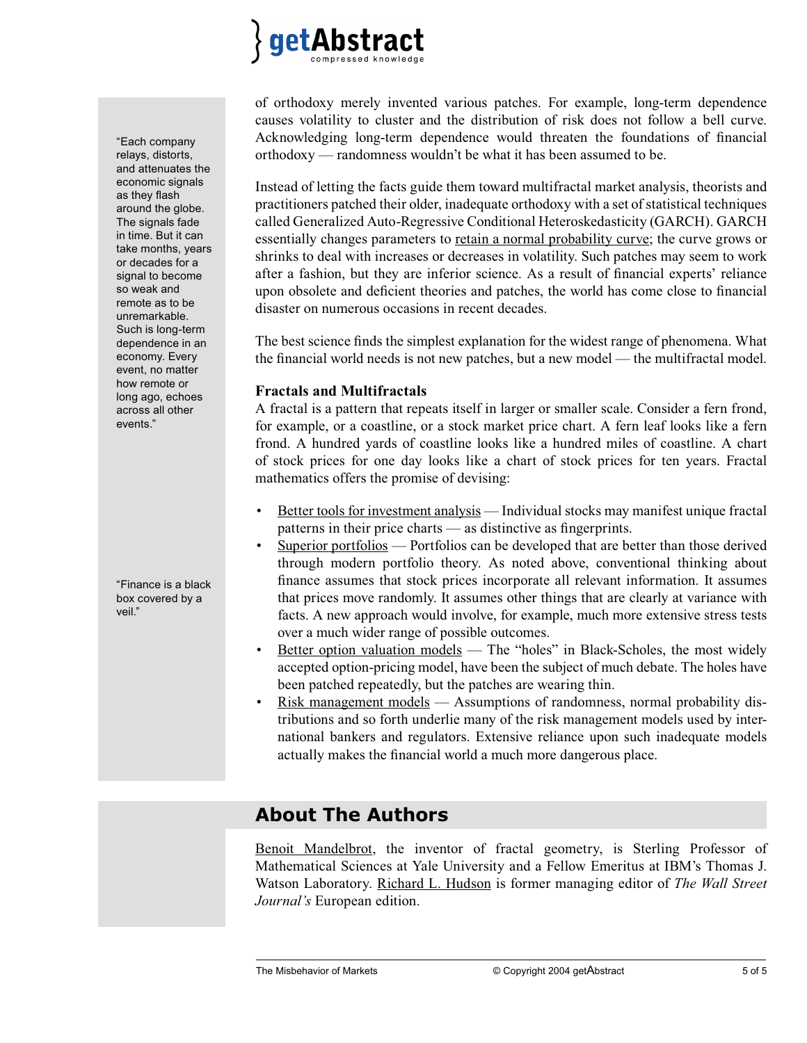of orthodoxy merely invented various patches. For example, long-term dependence causes volatility to cluster and the distribution of risk does not follow a bell curve. Acknowledging long-term dependence would threaten the foundations of financial orthodoxy — randomness wouldn't be what it has been assumed to be.

"Each company relays, distorts, and attenuates the economic signals as they flash around the globe. The signals fade in time. But it can take months, years or decades for a signal to become so weak and remote as to be unremarkable. Such is long-term dependence in an economy. Every event, no matter how remote or long ago, echoes across all other events."

Instead of letting the facts guide them toward multifractal market analysis, theorists and practitioners patched their older, inadequate orthodoxy with a set of statistical techniques called Generalized Auto-Regressive Conditional Heteroskedasticity (GARCH). GARCH essentially changes parameters to retain a normal probability curve; the curve grows or shrinks to deal with increases or decreases in volatility. Such patches may seem to work after a fashion, but they are inferior science. As a result of financial experts' reliance upon obsolete and deficient theories and patches, the world has come close to financial disaster on numerous occasions in recent decades.

The best science finds the simplest explanation for the widest range of phenomena. What the financial world needs is not new patches, but a new model — the multifractal model.

### Fractals and Multifractals

A fractal is a pattern that repeats itself in larger or smaller scale. Consider a fern frond, for example, or a coastline, or a stock market price chart. A fern leaf looks like a fern frond. A hundred yards of coastline looks like a hundred miles of coastline. A chart of stock prices for one day looks like a chart of stock prices for ten years. Fractal mathematics offers the promise of devising:

- Better tools for investment analysis — Individual stocks may manifest unique fractal patterns in their price charts — as distinctive as fingerprints.
- Superior portfolios — Portfolios can be developed that are better than those derived through modern portfolio theory. As noted above, conventional thinking about finance assumes that stock prices incorporate all relevant information. It assumes that prices move randomly. It assumes other things that are clearly at variance with facts. A new approach would involve, for example, much more extensive stress tests over a much wider range of possible outcomes.
- Better option valuation models — The "holes" in Black-Scholes, the most widely accepted option-pricing model, have been the subject of much debate. The holes have been patched repeatedly, but the patches are wearing thin.
- Risk management models — Assumptions of randomness, normal probability distributions and so forth underlie many of the risk management models used by international bankers and regulators. Extensive reliance upon such inadequate models actually makes the financial world a much more dangerous place.

"Finance is a black box covered by a veil."

## About The Authors

Benoit Mandelbrot, the inventor of fractal geometry, is Sterling Professor of Mathematical Sciences at Yale University and a Fellow Emeritus at IBM's Thomas J. Watson Laboratory. Richard L. Hudson is former managing editor of *The Wall Street Journal's* European edition.